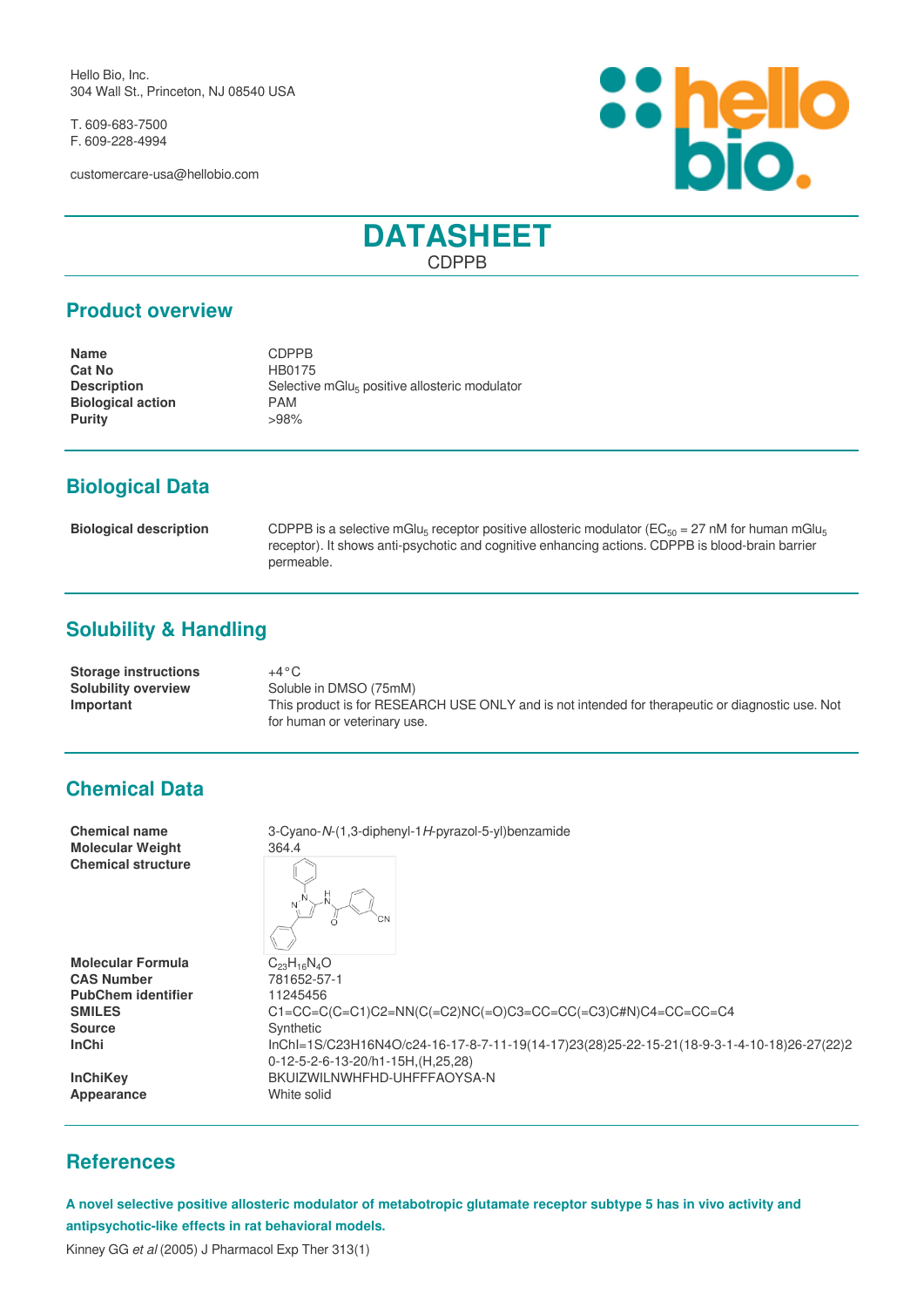Hello Bio, Inc.
304 Wall St., Princeton, NJ 08540 USA

T. 609-683-7500
F. 609-228-4994

customercare-usa@hellobio.com

# DATASHEET

CDPPB

## Product overview

| | |
|---|---|
| **Name** | CDPPB |
| **Cat No** | HB0175 |
| **Description** | Selective $mGlu_5$ positive allosteric modulator |
| **Biological action** | PAM |
| **Purity** | >98% |

## Biological Data

| | |
|---|---|
| **Biological description** | CDPPB is a selective $mGlu_5$ receptor positive allosteric modulator ($EC_{50}$ = 27 nM for human $mGlu_5$ receptor). It shows anti-psychotic and cognitive enhancing actions. CDPPB is blood-brain barrier permeable. |

## Solubility & Handling

| | |
|---|---|
| **Storage instructions** | +4°C |
| **Solubility overview** | Soluble in DMSO (75mM) |
| **Important** | This product is for RESEARCH USE ONLY and is not intended for therapeutic or diagnostic use. Not for human or veterinary use. |

## Chemical Data

| | |
|---|---|
| **Chemical name** | 3-Cyano-*N*-(1,3-diphenyl-1*H*-pyrazol-5-yl)benzamide |
| **Molecular Weight** | 364.4 |
| **Chemical structure** | |
| **Molecular Formula** | $C_{23}H_{16}N_4O$ |
| **CAS Number** | 781652-57-1 |
| **PubChem identifier** | 11245456 |
| **SMILES** | C1=CC=C(C=C1)C2=NN(C(=C2)NC(=O)C3=CC=CC(=C3)C#N)C4=CC=CC=C4 |
| **Source** | Synthetic |
| **InChi** | InChI=1S/C23H16N4O/c24-16-17-8-7-11-19(14-17)23(28)25-22-15-21(18-9-3-1-4-10-18)26-27(22)20-12-5-2-6-13-20/h1-15H,(H,25,28) |
| **InChiKey** | BKUIZWILNWHFHD-UHFFFAOYSA-N |
| **Appearance** | White solid |

## References

**A novel selective positive allosteric modulator of metabotropic glutamate receptor subtype 5 has in vivo activity and antipsychotic-like effects in rat behavioral models.**

Kinney GG *et al* (2005) J Pharmacol Exp Ther 313(1)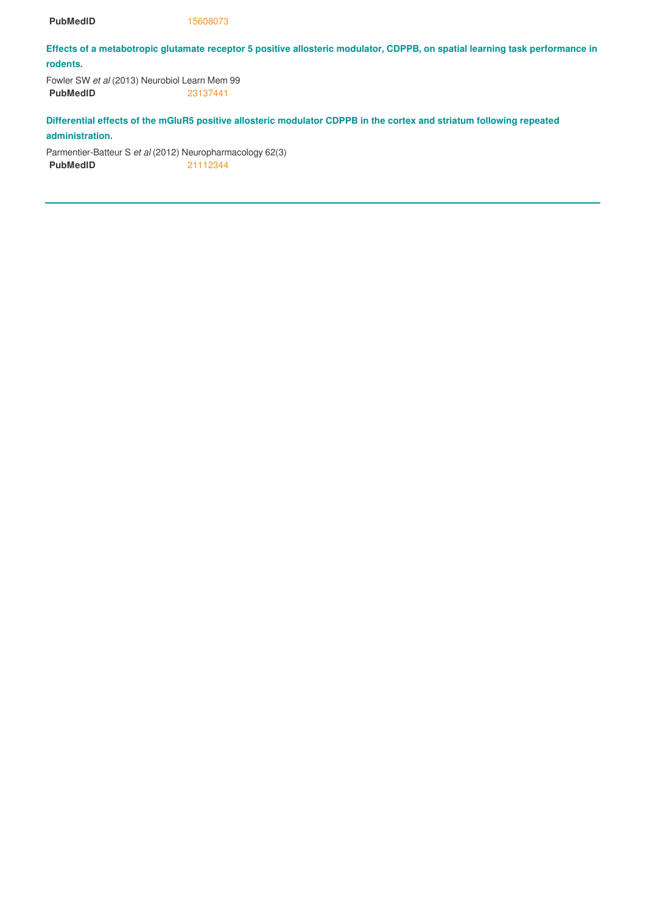**PubMedID** 15608073

**Effects of a metabotropic glutamate receptor 5 positive allosteric modulator, CDPPB, on spatial learning task performance in rodents.**

Fowler SW *et al* (2013) Neurobiol Learn Mem 99
**PubMedID** 23137441

**Differential effects of the mGluR5 positive allosteric modulator CDPPB in the cortex and striatum following repeated administration.**

Parmentier-Batteur S *et al* (2012) Neuropharmacology 62(3)
**PubMedID** 21112344